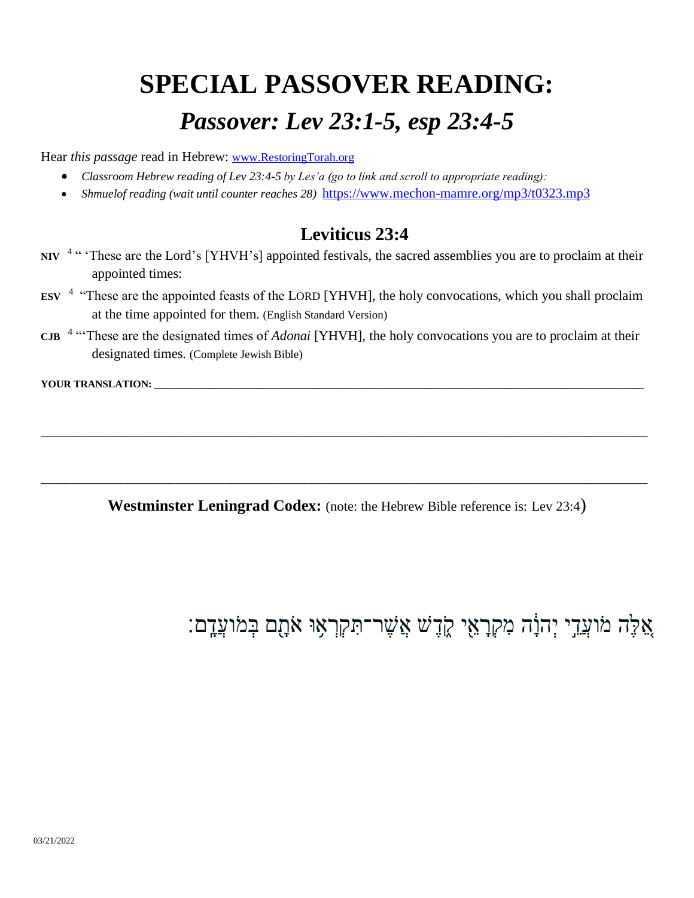# SPECIAL PASSOVER READING:

## *Passover: Lev 23:1-5, esp 23:4-5*

Hear *this passage* read in Hebrew: www.RestoringTorah.org

- *Classroom Hebrew reading of Lev 23:4-5 by Les'a (go to link and scroll to appropriate reading):*
- *Shmuelof reading (wait until counter reaches 28)* https://www.mechon-mamre.org/mp3/t0323.mp3

### Leviticus 23:4

**NIV** [4] " 'These are the Lord's [YHVH's] appointed festivals, the sacred assemblies you are to proclaim at their appointed times:

**ESV** [4] "These are the appointed feasts of the LORD [YHVH], the holy convocations, which you shall proclaim at the time appointed for them. (English Standard Version)

**CJB** [4] "'These are the designated times of *Adonai* [YHVH], the holy convocations you are to proclaim at their designated times. (Complete Jewish Bible)

**YOUR TRANSLATION:** ______________________________________________________________________________

________________________________________________________________________________________________

________________________________________________________________________________________________

**Westminster Leningrad Codex:** (note: the Hebrew Bible reference is: Lev 23:4)

אֵ֚לֶּה מוֹעֲדֵ֣י יְהוָ֔ה מִקְרָאֵ֖י קֹ֑דֶשׁ אֲשֶׁר־תִּקְרְא֥וּ אֹתָ֖ם בְּמוֹעֲדָֽם׃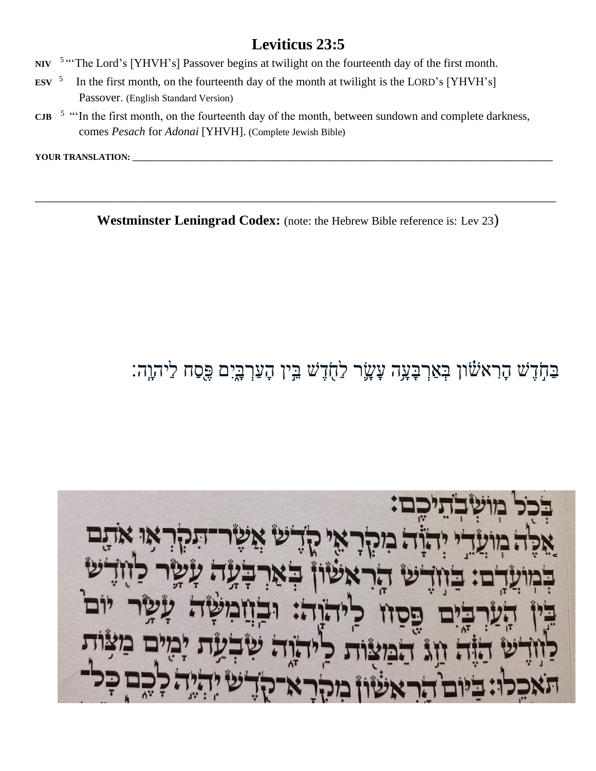# Leviticus 23:5

**NIV** [5] "'The Lord's [YHVH's] Passover begins at twilight on the fourteenth day of the first month.

**ESV** [5] In the first month, on the fourteenth day of the month at twilight is the LORD's [YHVH's] Passover. (English Standard Version)

**CJB** [5] "'In the first month, on the fourteenth day of the month, between sundown and complete darkness, comes *Pesach* for *Adonai* [YHVH]. (Complete Jewish Bible)

**YOUR TRANSLATION:** ______________________________________________________________________________

______________________________________________________________________________________________

**Westminster Leningrad Codex:** (note: the Hebrew Bible reference is: Lev 23)

בַּחֹ֣דֶשׁ הָרִאשׁ֗וֹן בְּאַרְבָּעָ֥ה עָשָׂ֛ר לַחֹ֖דֶשׁ בֵּ֣ין הָעַרְבָּ֑יִם פֶּ֖סַח לַיהוָֽה׃